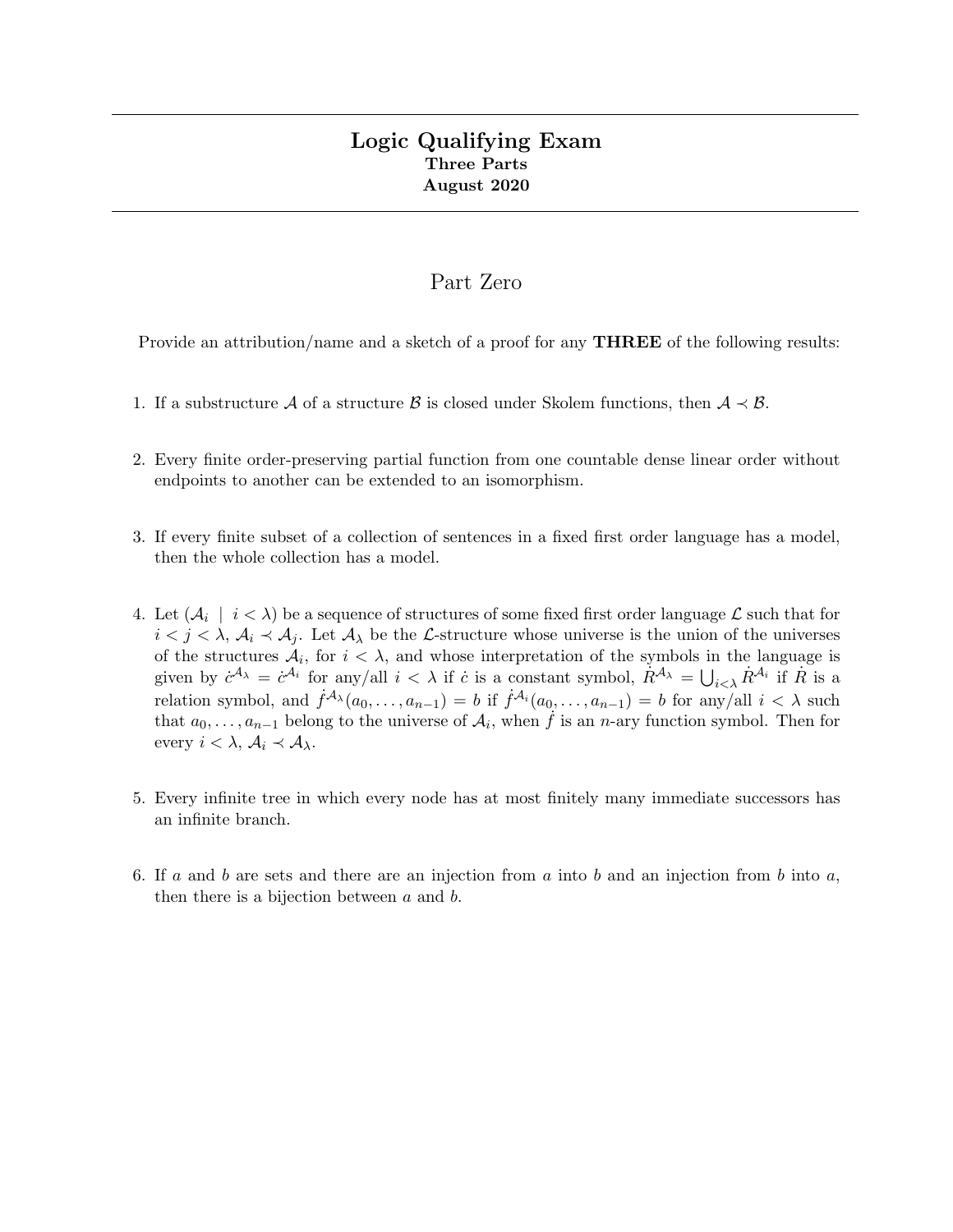# Logic Qualifying Exam

**Three Parts**

**August 2020**

## Part Zero

Provide an attribution/name and a sketch of a proof for any **THREE** of the following results:

1. If a substructure $\mathcal{A}$ of a structure $\mathcal{B}$ is closed under Skolem functions, then $\mathcal{A} \prec \mathcal{B}$.

2. Every finite order-preserving partial function from one countable dense linear order without endpoints to another can be extended to an isomorphism.

3. If every finite subset of a collection of sentences in a fixed first order language has a model, then the whole collection has a model.

4. Let $(\mathcal{A}_i \mid i < \lambda)$ be a sequence of structures of some fixed first order language $\mathcal{L}$ such that for $i < j < \lambda$, $\mathcal{A}_i \prec \mathcal{A}_j$. Let $\mathcal{A}_\lambda$ be the $\mathcal{L}$-structure whose universe is the union of the universes of the structures $\mathcal{A}_i$, for $i < \lambda$, and whose interpretation of the symbols in the language is given by $\dot{c}^{\mathcal{A}_\lambda} = \dot{c}^{\mathcal{A}_i}$ for any/all $i < \lambda$ if $\dot{c}$ is a constant symbol, $\dot{R}^{\mathcal{A}_\lambda} = \bigcup_{i<\lambda} \dot{R}^{\mathcal{A}_i}$ if $\dot{R}$ is a relation symbol, and $\dot{f}^{\mathcal{A}_\lambda}(a_0, \ldots, a_{n-1}) = b$ if $\dot{f}^{\mathcal{A}_i}(a_0, \ldots, a_{n-1}) = b$ for any/all $i < \lambda$ such that $a_0, \ldots, a_{n-1}$ belong to the universe of $\mathcal{A}_i$, when $\dot{f}$ is an $n$-ary function symbol. Then for every $i < \lambda$, $\mathcal{A}_i \prec \mathcal{A}_\lambda$.

5. Every infinite tree in which every node has at most finitely many immediate successors has an infinite branch.

6. If $a$ and $b$ are sets and there are an injection from $a$ into $b$ and an injection from $b$ into $a$, then there is a bijection between $a$ and $b$.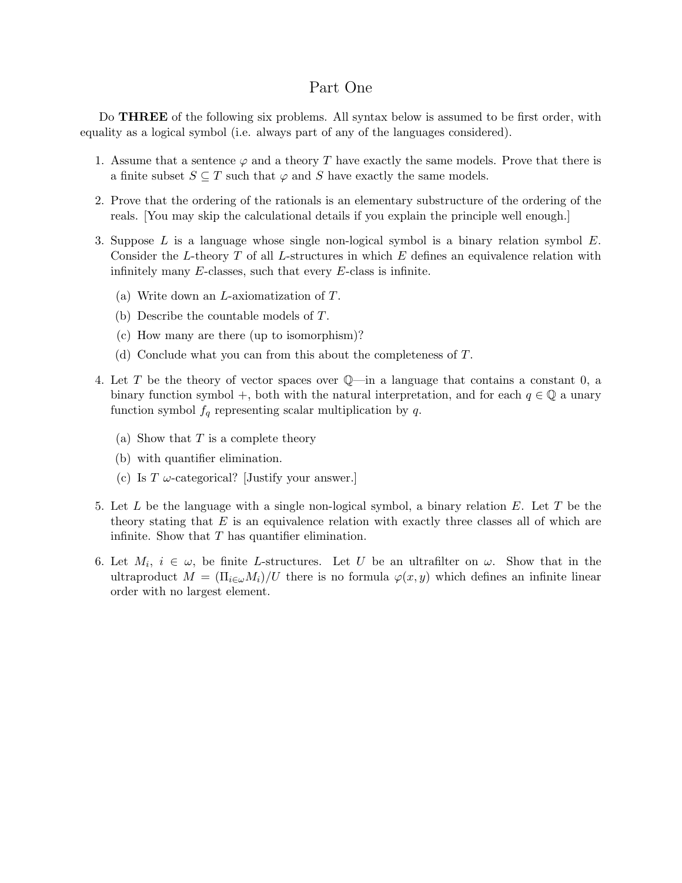# Part One

Do **THREE** of the following six problems. All syntax below is assumed to be first order, with equality as a logical symbol (i.e. always part of any of the languages considered).

1. Assume that a sentence $\varphi$ and a theory $T$ have exactly the same models. Prove that there is a finite subset $S \subseteq T$ such that $\varphi$ and $S$ have exactly the same models.

2. Prove that the ordering of the rationals is an elementary substructure of the ordering of the reals. [You may skip the calculational details if you explain the principle well enough.]

3. Suppose $L$ is a language whose single non-logical symbol is a binary relation symbol $E$. Consider the $L$-theory $T$ of all $L$-structures in which $E$ defines an equivalence relation with infinitely many $E$-classes, such that every $E$-class is infinite.

   (a) Write down an $L$-axiomatization of $T$.

   (b) Describe the countable models of $T$.

   (c) How many are there (up to isomorphism)?

   (d) Conclude what you can from this about the completeness of $T$.

4. Let $T$ be the theory of vector spaces over $\mathbb{Q}$—in a language that contains a constant 0, a binary function symbol $+$, both with the natural interpretation, and for each $q \in \mathbb{Q}$ a unary function symbol $f_q$ representing scalar multiplication by $q$.

   (a) Show that $T$ is a complete theory

   (b) with quantifier elimination.

   (c) Is $T$ $\omega$-categorical? [Justify your answer.]

5. Let $L$ be the language with a single non-logical symbol, a binary relation $E$. Let $T$ be the theory stating that $E$ is an equivalence relation with exactly three classes all of which are infinite. Show that $T$ has quantifier elimination.

6. Let $M_i$, $i \in \omega$, be finite $L$-structures. Let $U$ be an ultrafilter on $\omega$. Show that in the ultraproduct $M = (\Pi_{i \in \omega} M_i)/U$ there is no formula $\varphi(x, y)$ which defines an infinite linear order with no largest element.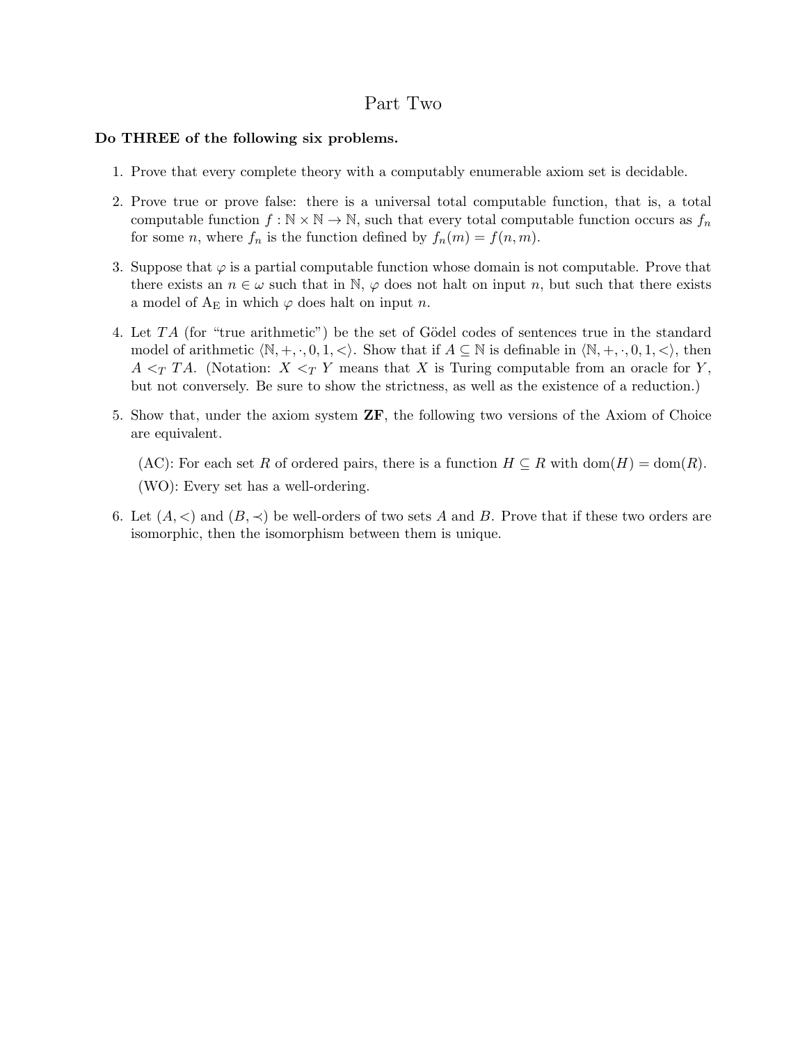# Part Two

**Do THREE of the following six problems.**

1. Prove that every complete theory with a computably enumerable axiom set is decidable.

2. Prove true or prove false: there is a universal total computable function, that is, a total computable function $f : \mathbb{N} \times \mathbb{N} \to \mathbb{N}$, such that every total computable function occurs as $f_n$ for some $n$, where $f_n$ is the function defined by $f_n(m) = f(n, m)$.

3. Suppose that $\varphi$ is a partial computable function whose domain is not computable. Prove that there exists an $n \in \omega$ such that in $\mathbb{N}$, $\varphi$ does not halt on input $n$, but such that there exists a model of $\mathrm{A_E}$ in which $\varphi$ does halt on input $n$.

4. Let $TA$ (for "true arithmetic") be the set of Gödel codes of sentences true in the standard model of arithmetic $\langle \mathbb{N}, +, \cdot, 0, 1, < \rangle$. Show that if $A \subseteq \mathbb{N}$ is definable in $\langle \mathbb{N}, +, \cdot, 0, 1, < \rangle$, then $A <_T TA$. (Notation: $X <_T Y$ means that $X$ is Turing computable from an oracle for $Y$, but not conversely. Be sure to show the strictness, as well as the existence of a reduction.)

5. Show that, under the axiom system **ZF**, the following two versions of the Axiom of Choice are equivalent.

   (AC): For each set $R$ of ordered pairs, there is a function $H \subseteq R$ with $\mathrm{dom}(H) = \mathrm{dom}(R)$.

   (WO): Every set has a well-ordering.

6. Let $(A, <)$ and $(B, \prec)$ be well-orders of two sets $A$ and $B$. Prove that if these two orders are isomorphic, then the isomorphism between them is unique.